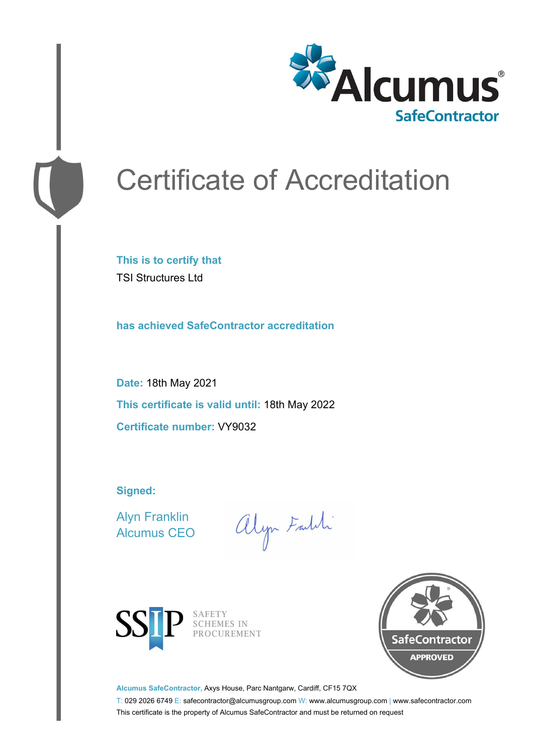Alcumus®
SafeContractor

# Certificate of Accreditation

**This is to certify that**

TSI Structures Ltd

**has achieved SafeContractor accreditation**

**Date:** 18th May 2021

**This certificate is valid until:** 18th May 2022

**Certificate number:** VY9032

**Signed:**

Alyn Franklin
Alcumus CEO

SSIP SAFETY SCHEMES IN PROCUREMENT

SafeContractor APPROVED

**Alcumus SafeContractor,** Axys House, Parc Nantgarw, Cardiff, CF15 7QX

T: 029 2026 6749 E: safecontractor@alcumusgroup.com W: www.alcumusgroup.com | www.safecontractor.com

This certificate is the property of Alcumus SafeContractor and must be returned on request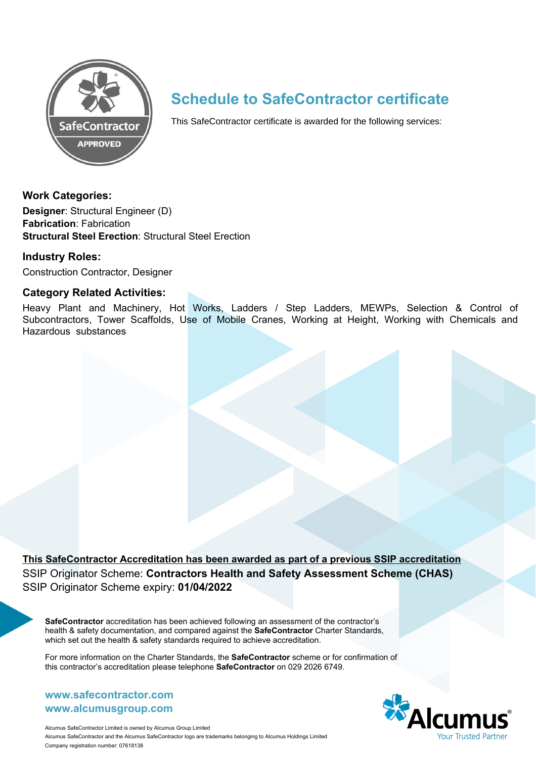# Schedule to SafeContractor certificate

This SafeContractor certificate is awarded for the following services:

## Work Categories:

**Designer**: Structural Engineer (D)
**Fabrication**: Fabrication
**Structural Steel Erection**: Structural Steel Erection

## Industry Roles:

Construction Contractor, Designer

## Category Related Activities:

Heavy Plant and Machinery, Hot Works, Ladders / Step Ladders, MEWPs, Selection & Control of Subcontractors, Tower Scaffolds, Use of Mobile Cranes, Working at Height, Working with Chemicals and Hazardous substances

**This SafeContractor Accreditation has been awarded as part of a previous SSIP accreditation**

SSIP Originator Scheme: **Contractors Health and Safety Assessment Scheme (CHAS)**
SSIP Originator Scheme expiry: **01/04/2022**

**SafeContractor** accreditation has been achieved following an assessment of the contractor's health & safety documentation, and compared against the **SafeContractor** Charter Standards, which set out the health & safety standards required to achieve accreditation.

For more information on the Charter Standards, the **SafeContractor** scheme or for confirmation of this contractor's accreditation please telephone **SafeContractor** on 029 2026 6749.

**www.safecontractor.com**
**www.alcumusgroup.com**

Alcumus SafeContractor Limited is owned by Alcumus Group Limited
Alcumus SafeContractor and the Alcumus SafeContractor logo are trademarks belonging to Alcumus Holdings Limited
Company registration number: 07618138

Alcumus®
Your Trusted Partner